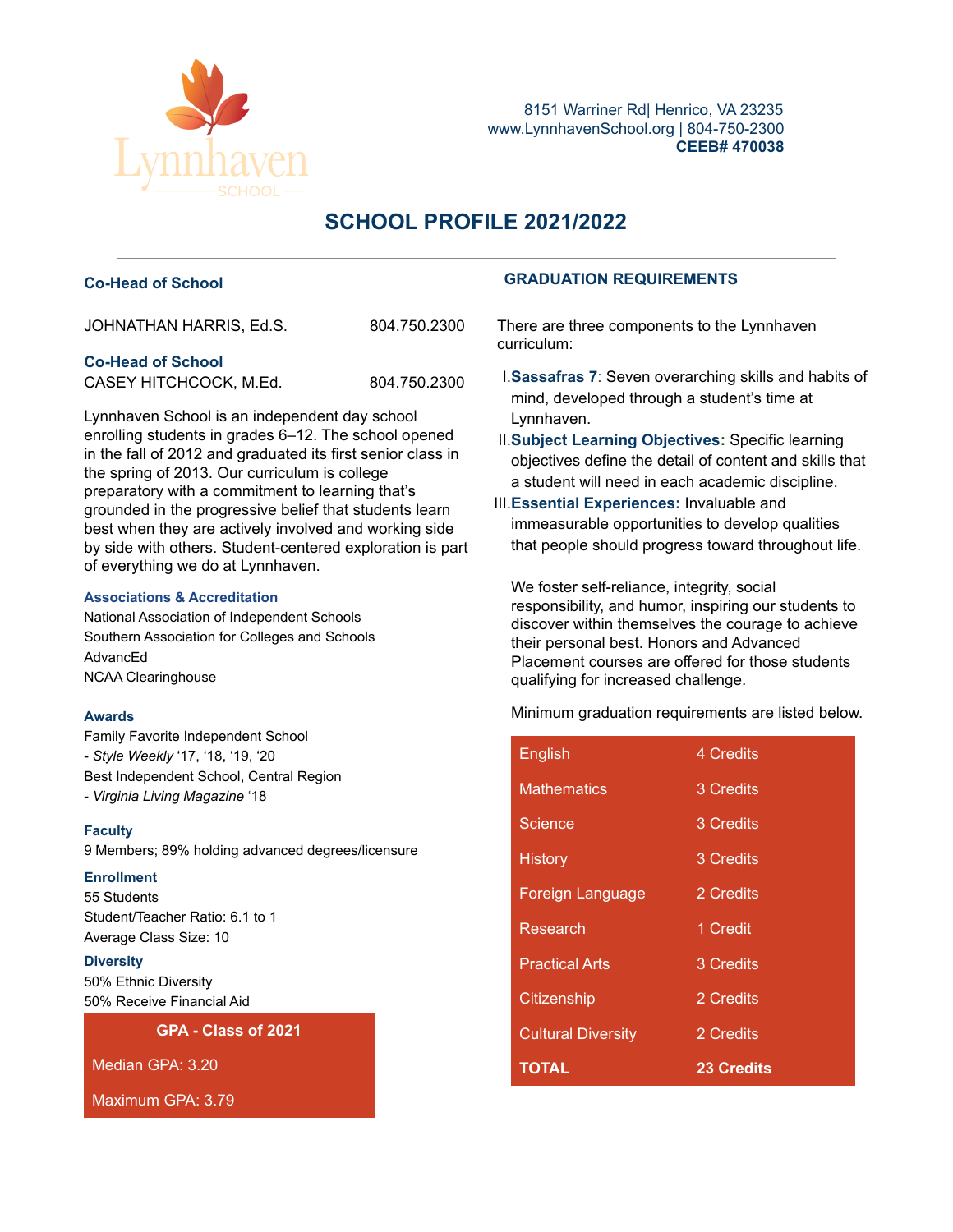Lynnhaven SCHOOL

8151 Warriner Rd| Henrico, VA 23235
www.LynnhavenSchool.org | 804-750-2300
**CEEB# 470038**

# SCHOOL PROFILE 2021/2022

### Co-Head of School

JOHNATHAN HARRIS, Ed.S. 804.750.2300

### Co-Head of School

CASEY HITCHCOCK, M.Ed. 804.750.2300

Lynnhaven School is an independent day school enrolling students in grades 6–12. The school opened in the fall of 2012 and graduated its first senior class in the spring of 2013. Our curriculum is college preparatory with a commitment to learning that's grounded in the progressive belief that students learn best when they are actively involved and working side by side with others. Student-centered exploration is part of everything we do at Lynnhaven.

**Associations & Accreditation**

National Association of Independent Schools
Southern Association for Colleges and Schools
AdvancEd
NCAA Clearinghouse

**Awards**

Family Favorite Independent School
- *Style Weekly* '17, '18, '19, '20
Best Independent School, Central Region
- *Virginia Living Magazine* '18

**Faculty**

9 Members; 89% holding advanced degrees/licensure

**Enrollment**

55 Students
Student/Teacher Ratio: 6.1 to 1
Average Class Size: 10

**Diversity**

50% Ethnic Diversity
50% Receive Financial Aid

| GPA - Class of 2021 |
|---|
| Median GPA: 3.20 |
| Maximum GPA: 3.79 |

### GRADUATION REQUIREMENTS

There are three components to the Lynnhaven curriculum:

I. **Sassafras 7**: Seven overarching skills and habits of mind, developed through a student's time at Lynnhaven.
II. **Subject Learning Objectives:** Specific learning objectives define the detail of content and skills that a student will need in each academic discipline.
III. **Essential Experiences:** Invaluable and immeasurable opportunities to develop qualities that people should progress toward throughout life.

We foster self-reliance, integrity, social responsibility, and humor, inspiring our students to discover within themselves the courage to achieve their personal best. Honors and Advanced Placement courses are offered for those students qualifying for increased challenge.

Minimum graduation requirements are listed below.

| Subject | Credits |
|---|---|
| English | 4 Credits |
| Mathematics | 3 Credits |
| Science | 3 Credits |
| History | 3 Credits |
| Foreign Language | 2 Credits |
| Research | 1 Credit |
| Practical Arts | 3 Credits |
| Citizenship | 2 Credits |
| Cultural Diversity | 2 Credits |
| **TOTAL** | **23 Credits** |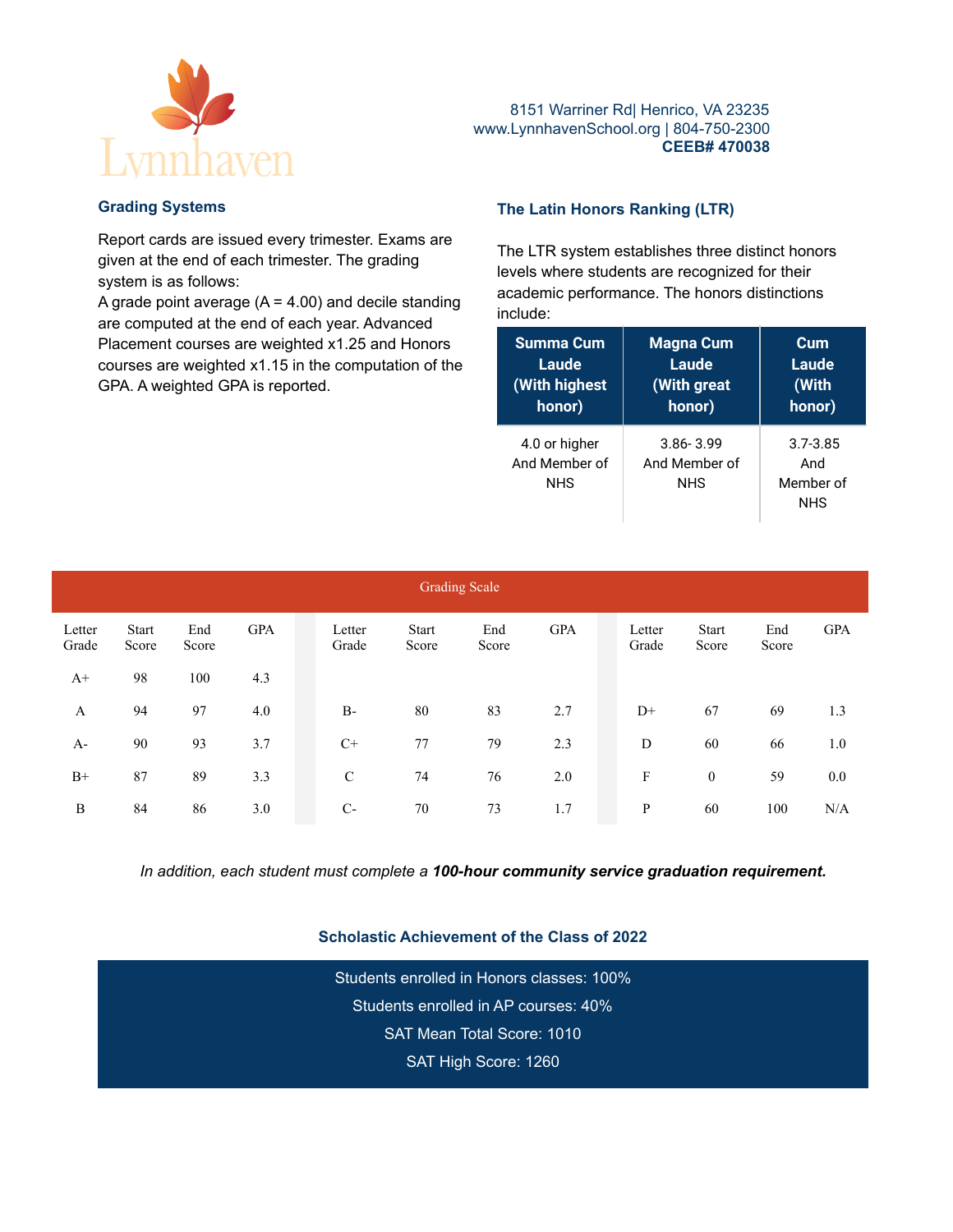Lynnhaven

8151 Warriner Rd| Henrico, VA 23235
www.LynnhavenSchool.org | 804-750-2300
**CEEB# 470038**

## Grading Systems

Report cards are issued every trimester. Exams are given at the end of each trimester. The grading system is as follows:
A grade point average (A = 4.00) and decile standing are computed at the end of each year. Advanced Placement courses are weighted x1.25 and Honors courses are weighted x1.15 in the computation of the GPA. A weighted GPA is reported.

## The Latin Honors Ranking (LTR)

The LTR system establishes three distinct honors levels where students are recognized for their academic performance. The honors distinctions include:

| Summa Cum Laude (With highest honor) | Magna Cum Laude (With great honor) | Cum Laude (With honor) |
|---|---|---|
| 4.0 or higher And Member of NHS | 3.86- 3.99 And Member of NHS | 3.7-3.85 And Member of NHS |

### Grading Scale

| Letter Grade | Start Score | End Score | GPA | Letter Grade | Start Score | End Score | GPA | Letter Grade | Start Score | End Score | GPA |
|---|---|---|---|---|---|---|---|---|---|---|---|
| A+ | 98 | 100 | 4.3 | | | | | | | | |
| A | 94 | 97 | 4.0 | B- | 80 | 83 | 2.7 | D+ | 67 | 69 | 1.3 |
| A- | 90 | 93 | 3.7 | C+ | 77 | 79 | 2.3 | D | 60 | 66 | 1.0 |
| B+ | 87 | 89 | 3.3 | C | 74 | 76 | 2.0 | F | 0 | 59 | 0.0 |
| B | 84 | 86 | 3.0 | C- | 70 | 73 | 1.7 | P | 60 | 100 | N/A |

*In addition, each student must complete a **100-hour community service graduation requirement.***

## Scholastic Achievement of the Class of 2022

Students enrolled in Honors classes: 100%
Students enrolled in AP courses: 40%
SAT Mean Total Score: 1010
SAT High Score: 1260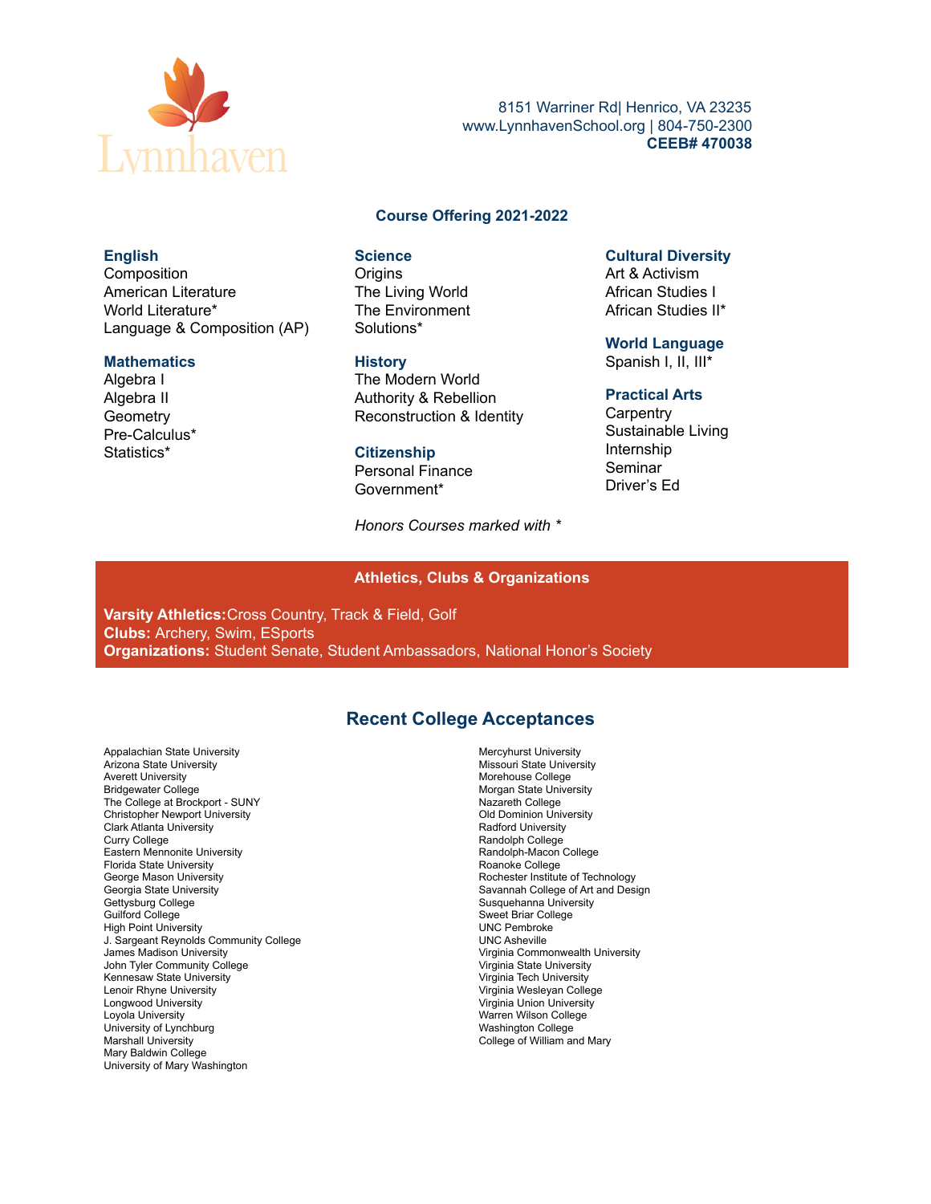Lynnhaven

8151 Warriner Rd| Henrico, VA 23235
www.LynnhavenSchool.org | 804-750-2300
**CEEB# 470038**

## Course Offering 2021-2022

### English
Composition
American Literature
World Literature*
Language & Composition (AP)

### Mathematics
Algebra I
Algebra II
Geometry
Pre-Calculus*
Statistics*

### Science
Origins
The Living World
The Environment
Solutions*

### History
The Modern World
Authority & Rebellion
Reconstruction & Identity

### Citizenship
Personal Finance
Government*

### Cultural Diversity
Art & Activism
African Studies I
African Studies II*

### World Language
Spanish I, II, III*

### Practical Arts
Carpentry
Sustainable Living
Internship
Seminar
Driver's Ed

*Honors Courses marked with **

## Athletics, Clubs & Organizations

**Varsity Athletics:** Cross Country, Track & Field, Golf
**Clubs:** Archery, Swim, ESports
**Organizations:** Student Senate, Student Ambassadors, National Honor's Society

## Recent College Acceptances

Appalachian State University
Arizona State University
Averett University
Bridgewater College
The College at Brockport - SUNY
Christopher Newport University
Clark Atlanta University
Curry College
Eastern Mennonite University
Florida State University
George Mason University
Georgia State University
Gettysburg College
Guilford College
High Point University
J. Sargeant Reynolds Community College
James Madison University
John Tyler Community College
Kennesaw State University
Lenoir Rhyne University
Longwood University
Loyola University
University of Lynchburg
Marshall University
Mary Baldwin College
University of Mary Washington
Mercyhurst University
Missouri State University
Morehouse College
Morgan State University
Nazareth College
Old Dominion University
Radford University
Randolph College
Randolph-Macon College
Roanoke College
Rochester Institute of Technology
Savannah College of Art and Design
Susquehanna University
Sweet Briar College
UNC Pembroke
UNC Asheville
Virginia Commonwealth University
Virginia State University
Virginia Tech University
Virginia Wesleyan College
Virginia Union University
Warren Wilson College
Washington College
College of William and Mary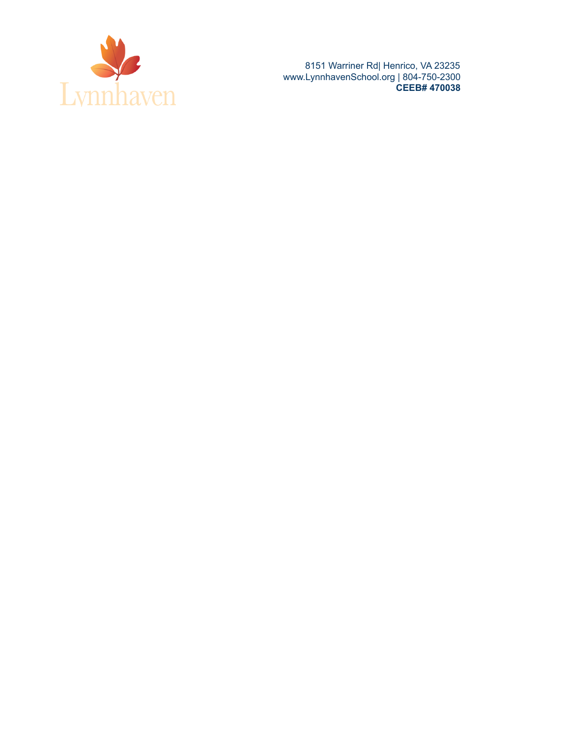Lynnhaven

8151 Warriner Rd| Henrico, VA 23235
www.LynnhavenSchool.org | 804-750-2300
**CEEB# 470038**